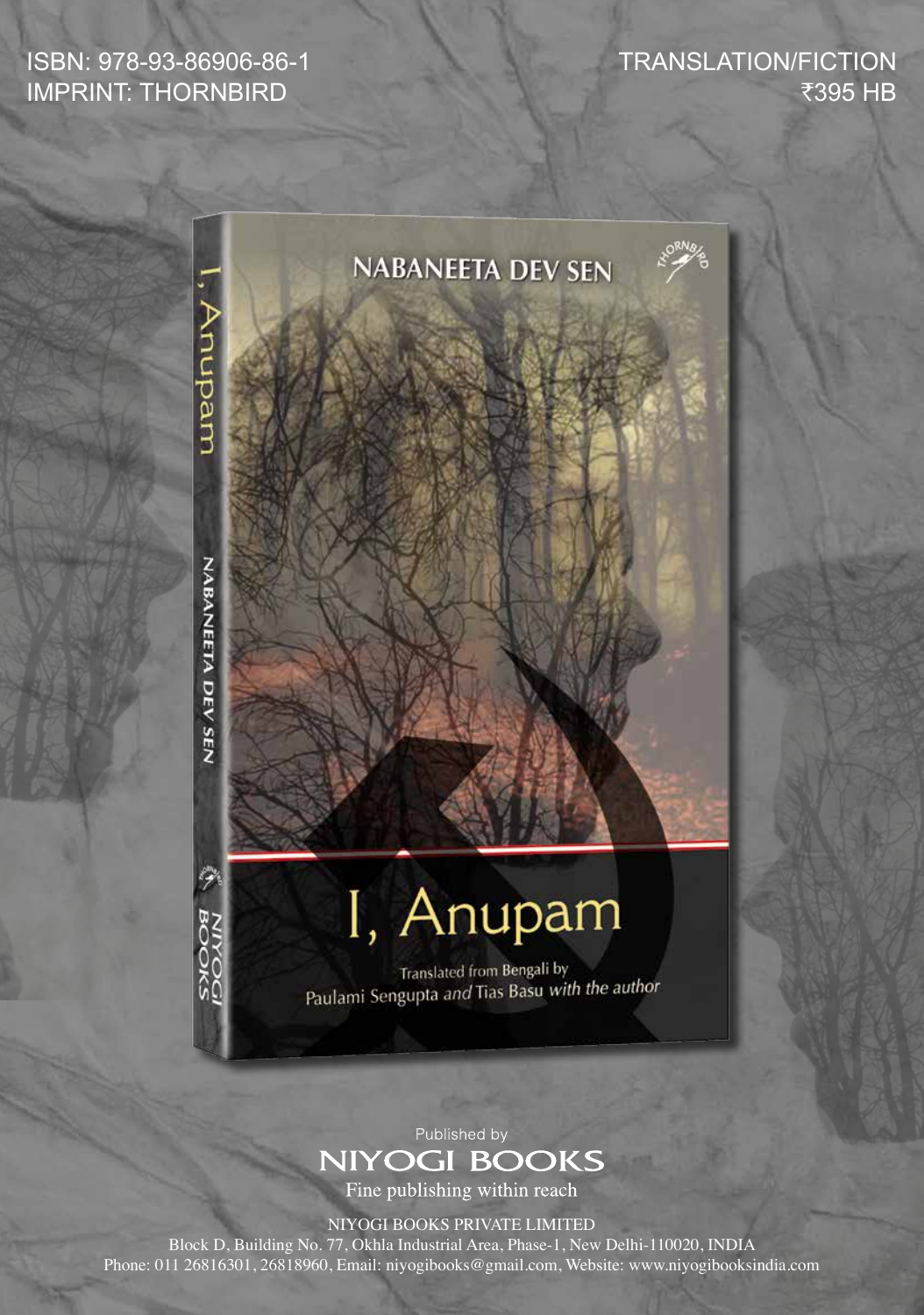ISBN: 978-93-86906-86-1
IMPRINT: THORNBIRD

TRANSLATION/FICTION
₹395 HB

NABANEETA DEV SEN

# I, Anupam

Translated from Bengali by
Paulami Sengupta *and* Tias Basu *with the author*

Published by
**NIYOGI BOOKS**
Fine publishing within reach

NIYOGI BOOKS PRIVATE LIMITED
Block D, Building No. 77, Okhla Industrial Area, Phase-1, New Delhi-110020, INDIA
Phone: 011 26816301, 26818960, Email: niyogibooks@gmail.com, Website: www.niyogibooksindia.com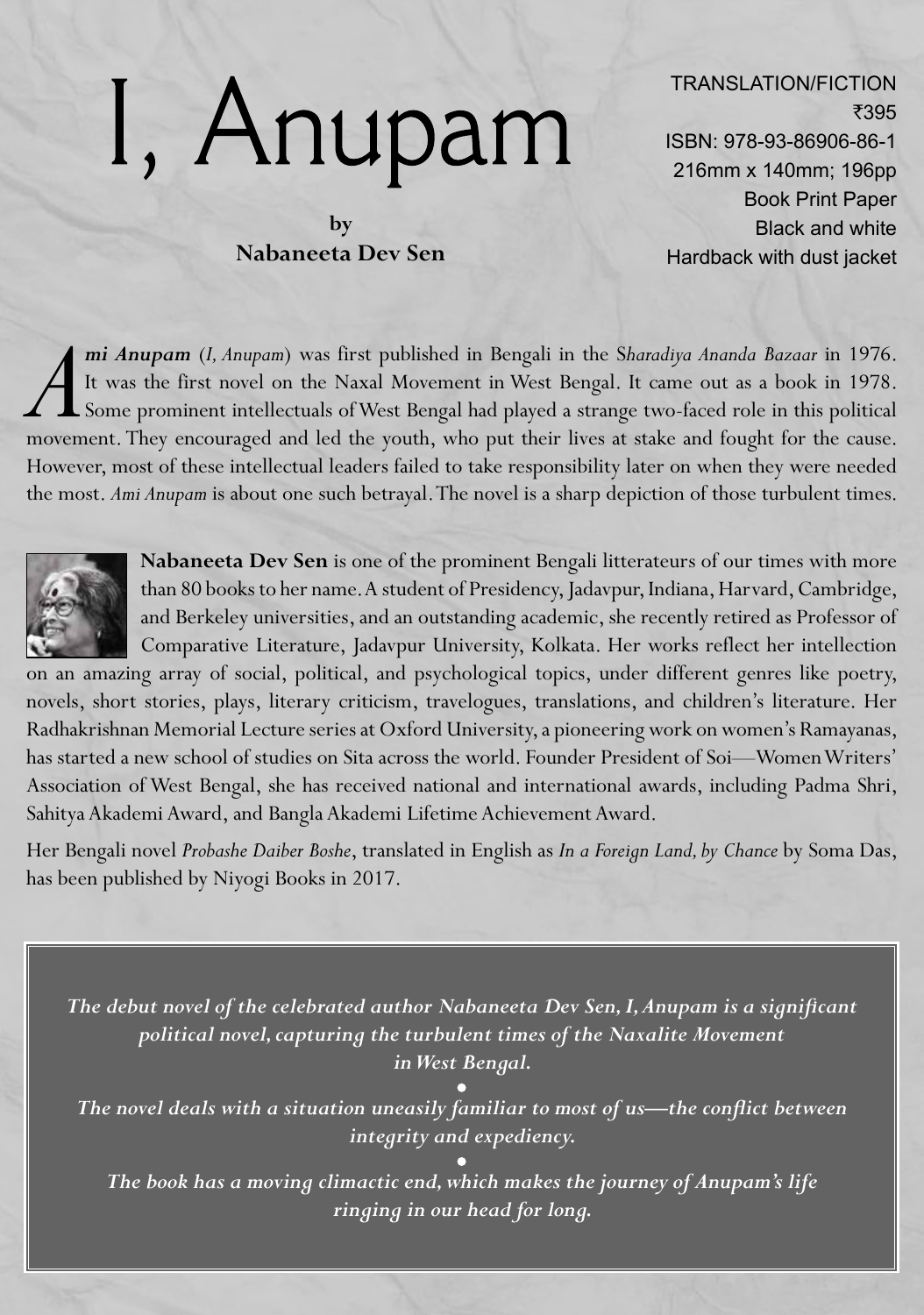# I, Anupam

**by**
**Nabaneeta Dev Sen**

TRANSLATION/FICTION
₹395
ISBN: 978-93-86906-86-1
216mm x 140mm; 196pp
Book Print Paper
Black and white
Hardback with dust jacket

***Ami Anupam*** (*I, Anupam*) was first published in Bengali in the *Sharadiya Ananda Bazaar* in 1976. It was the first novel on the Naxal Movement in West Bengal. It came out as a book in 1978. Some prominent intellectuals of West Bengal had played a strange two-faced role in this political movement. They encouraged and led the youth, who put their lives at stake and fought for the cause. However, most of these intellectual leaders failed to take responsibility later on when they were needed the most. *Ami Anupam* is about one such betrayal. The novel is a sharp depiction of those turbulent times.

**Nabaneeta Dev Sen** is one of the prominent Bengali litterateurs of our times with more than 80 books to her name. A student of Presidency, Jadavpur, Indiana, Harvard, Cambridge, and Berkeley universities, and an outstanding academic, she recently retired as Professor of Comparative Literature, Jadavpur University, Kolkata. Her works reflect her intellection on an amazing array of social, political, and psychological topics, under different genres like poetry, novels, short stories, plays, literary criticism, travelogues, translations, and children's literature. Her Radhakrishnan Memorial Lecture series at Oxford University, a pioneering work on women's Ramayanas, has started a new school of studies on Sita across the world. Founder President of Soi—Women Writers' Association of West Bengal, she has received national and international awards, including Padma Shri, Sahitya Akademi Award, and Bangla Akademi Lifetime Achievement Award.

Her Bengali novel *Probashe Daiber Boshe*, translated in English as *In a Foreign Land, by Chance* by Soma Das, has been published by Niyogi Books in 2017.

*The debut novel of the celebrated author Nabaneeta Dev Sen, I, Anupam is a significant political novel, capturing the turbulent times of the Naxalite Movement in West Bengal.*

•

*The novel deals with a situation uneasily familiar to most of us—the conflict between integrity and expediency.*

•

*The book has a moving climactic end, which makes the journey of Anupam's life ringing in our head for long.*